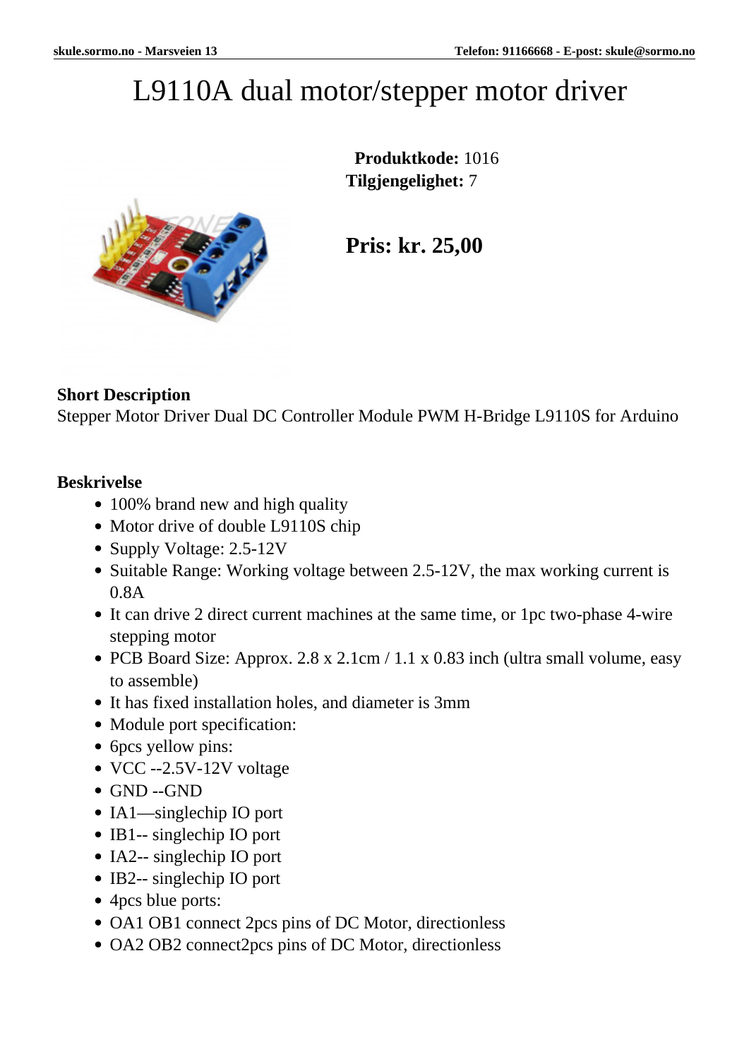# L9110A dual motor/stepper motor driver

**Produktkode:** 1016
**Tilgjengelighet:** 7

**Pris: kr. 25,00**

**Short Description**

Stepper Motor Driver Dual DC Controller Module PWM H-Bridge L9110S for Arduino

**Beskrivelse**

- 100% brand new and high quality
- Motor drive of double L9110S chip
- Supply Voltage: 2.5-12V
- Suitable Range: Working voltage between 2.5-12V, the max working current is 0.8A
- It can drive 2 direct current machines at the same time, or 1pc two-phase 4-wire stepping motor
- PCB Board Size: Approx. 2.8 x 2.1cm / 1.1 x 0.83 inch (ultra small volume, easy to assemble)
- It has fixed installation holes, and diameter is 3mm
- Module port specification:
- 6pcs yellow pins:
- VCC --2.5V-12V voltage
- GND --GND
- IA1—singlechip IO port
- IB1-- singlechip IO port
- IA2-- singlechip IO port
- IB2-- singlechip IO port
- 4pcs blue ports:
- OA1 OB1 connect 2pcs pins of DC Motor, directionless
- OA2 OB2 connect2pcs pins of DC Motor, directionless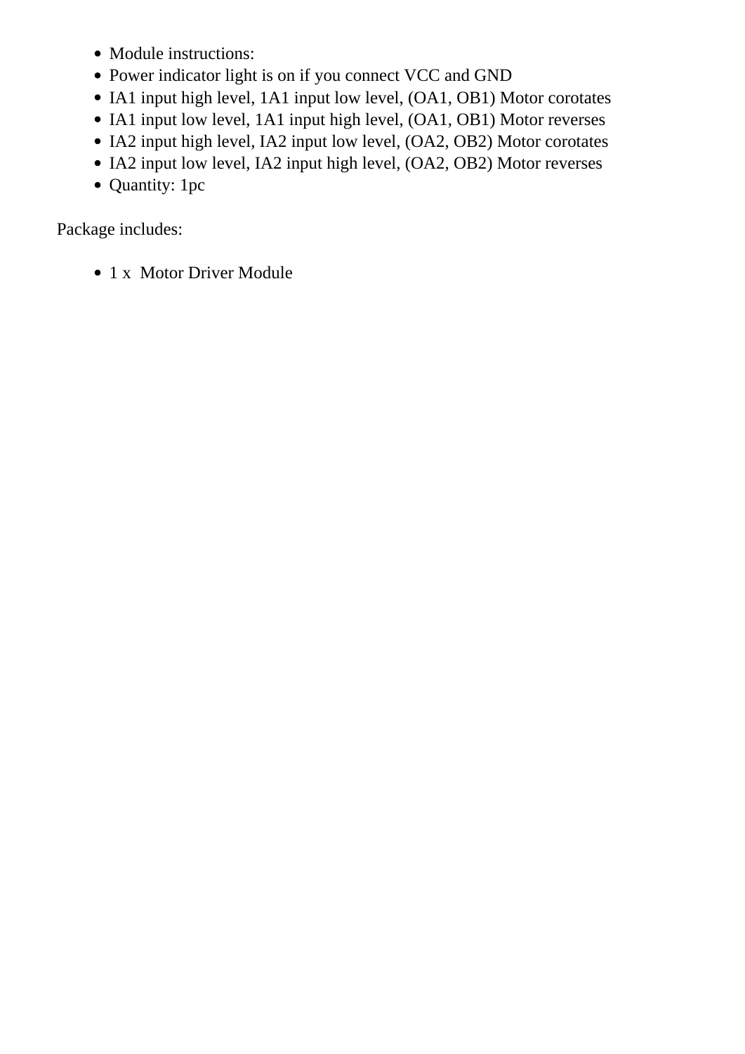- Module instructions:
- Power indicator light is on if you connect VCC and GND
- IA1 input high level, 1A1 input low level, (OA1, OB1) Motor corotates
- IA1 input low level, 1A1 input high level, (OA1, OB1) Motor reverses
- IA2 input high level, IA2 input low level, (OA2, OB2) Motor corotates
- IA2 input low level, IA2 input high level, (OA2, OB2) Motor reverses
- Quantity: 1pc

Package includes:

- 1 x  Motor Driver Module